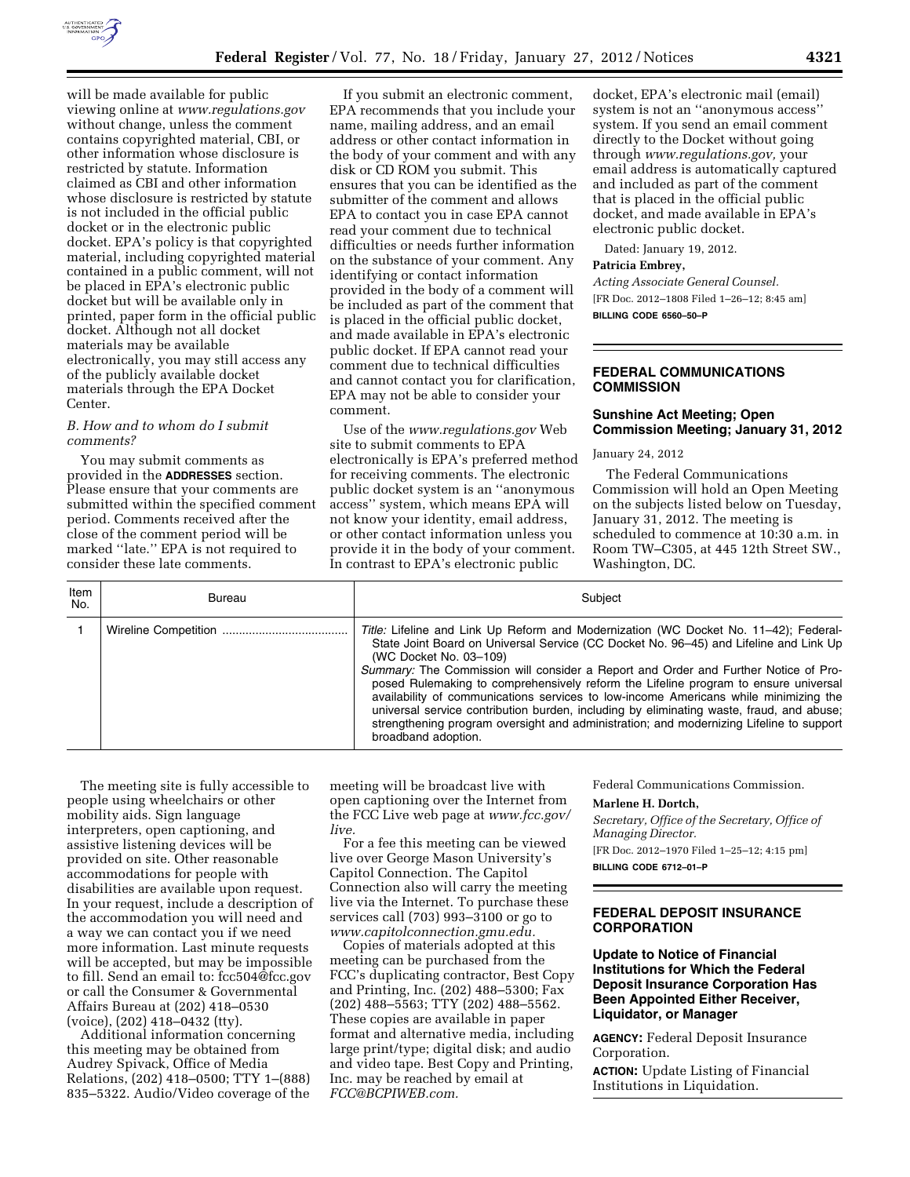will be made available for public viewing online at *www.regulations.gov* without change, unless the comment contains copyrighted material, CBI, or other information whose disclosure is restricted by statute. Information claimed as CBI and other information whose disclosure is restricted by statute is not included in the official public docket or in the electronic public docket. EPA's policy is that copyrighted material, including copyrighted material contained in a public comment, will not be placed in EPA's electronic public docket but will be available only in printed, paper form in the official public docket. Although not all docket materials may be available electronically, you may still access any of the publicly available docket materials through the EPA Docket Center.

*B. How and to whom do I submit comments?*

You may submit comments as provided in the **ADDRESSES** section. Please ensure that your comments are submitted within the specified comment period. Comments received after the close of the comment period will be marked ''late.'' EPA is not required to consider these late comments.

If you submit an electronic comment, EPA recommends that you include your name, mailing address, and an email address or other contact information in the body of your comment and with any disk or CD ROM you submit. This ensures that you can be identified as the submitter of the comment and allows EPA to contact you in case EPA cannot read your comment due to technical difficulties or needs further information on the substance of your comment. Any identifying or contact information provided in the body of a comment will be included as part of the comment that is placed in the official public docket, and made available in EPA's electronic public docket. If EPA cannot read your comment due to technical difficulties and cannot contact you for clarification, EPA may not be able to consider your comment.

Use of the *www.regulations.gov* Web site to submit comments to EPA electronically is EPA's preferred method for receiving comments. The electronic public docket system is an ''anonymous access'' system, which means EPA will not know your identity, email address, or other contact information unless you provide it in the body of your comment. In contrast to EPA's electronic public docket, EPA's electronic mail (email) system is not an ''anonymous access'' system. If you send an email comment directly to the Docket without going through *www.regulations.gov,* your email address is automatically captured and included as part of the comment that is placed in the official public docket, and made available in EPA's electronic public docket.

Dated: January 19, 2012.

**Patricia Embrey,**

*Acting Associate General Counsel.*

[FR Doc. 2012–1808 Filed 1–26–12; 8:45 am]

**BILLING CODE 6560–50–P**

## FEDERAL COMMUNICATIONS COMMISSION

### Sunshine Act Meeting; Open Commission Meeting; January 31, 2012

January 24, 2012

The Federal Communications Commission will hold an Open Meeting on the subjects listed below on Tuesday, January 31, 2012. The meeting is scheduled to commence at 10:30 a.m. in Room TW–C305, at 445 12th Street SW., Washington, DC.

| Item No. | Bureau | Subject |
|---|---|---|
| 1 | Wireline Competition | *Title:* Lifeline and Link Up Reform and Modernization (WC Docket No. 11–42); Federal-State Joint Board on Universal Service (CC Docket No. 96–45) and Lifeline and Link Up (WC Docket No. 03–109)<br>*Summary:* The Commission will consider a Report and Order and Further Notice of Proposed Rulemaking to comprehensively reform the Lifeline program to ensure universal availability of communications services to low-income Americans while minimizing the universal service contribution burden, including by eliminating waste, fraud, and abuse; strengthening program oversight and administration; and modernizing Lifeline to support broadband adoption. |

The meeting site is fully accessible to people using wheelchairs or other mobility aids. Sign language interpreters, open captioning, and assistive listening devices will be provided on site. Other reasonable accommodations for people with disabilities are available upon request. In your request, include a description of the accommodation you will need and a way we can contact you if we need more information. Last minute requests will be accepted, but may be impossible to fill. Send an email to: fcc504@fcc.gov or call the Consumer & Governmental Affairs Bureau at (202) 418–0530 (voice), (202) 418–0432 (tty).

Additional information concerning this meeting may be obtained from Audrey Spivack, Office of Media Relations, (202) 418–0500; TTY 1–(888) 835–5322. Audio/Video coverage of the meeting will be broadcast live with open captioning over the Internet from the FCC Live web page at *www.fcc.gov/live.*

For a fee this meeting can be viewed live over George Mason University's Capitol Connection. The Capitol Connection also will carry the meeting live via the Internet. To purchase these services call (703) 993–3100 or go to *www.capitolconnection.gmu.edu.*

Copies of materials adopted at this meeting can be purchased from the FCC's duplicating contractor, Best Copy and Printing, Inc. (202) 488–5300; Fax (202) 488–5563; TTY (202) 488–5562. These copies are available in paper format and alternative media, including large print/type; digital disk; and audio and video tape. Best Copy and Printing, Inc. may be reached by email at *FCC@BCPIWEB.com.*

Federal Communications Commission.

**Marlene H. Dortch,**

*Secretary, Office of the Secretary, Office of Managing Director.*

[FR Doc. 2012–1970 Filed 1–25–12; 4:15 pm]

**BILLING CODE 6712–01–P**

## FEDERAL DEPOSIT INSURANCE CORPORATION

### Update to Notice of Financial Institutions for Which the Federal Deposit Insurance Corporation Has Been Appointed Either Receiver, Liquidator, or Manager

**AGENCY:** Federal Deposit Insurance Corporation.

**ACTION:** Update Listing of Financial Institutions in Liquidation.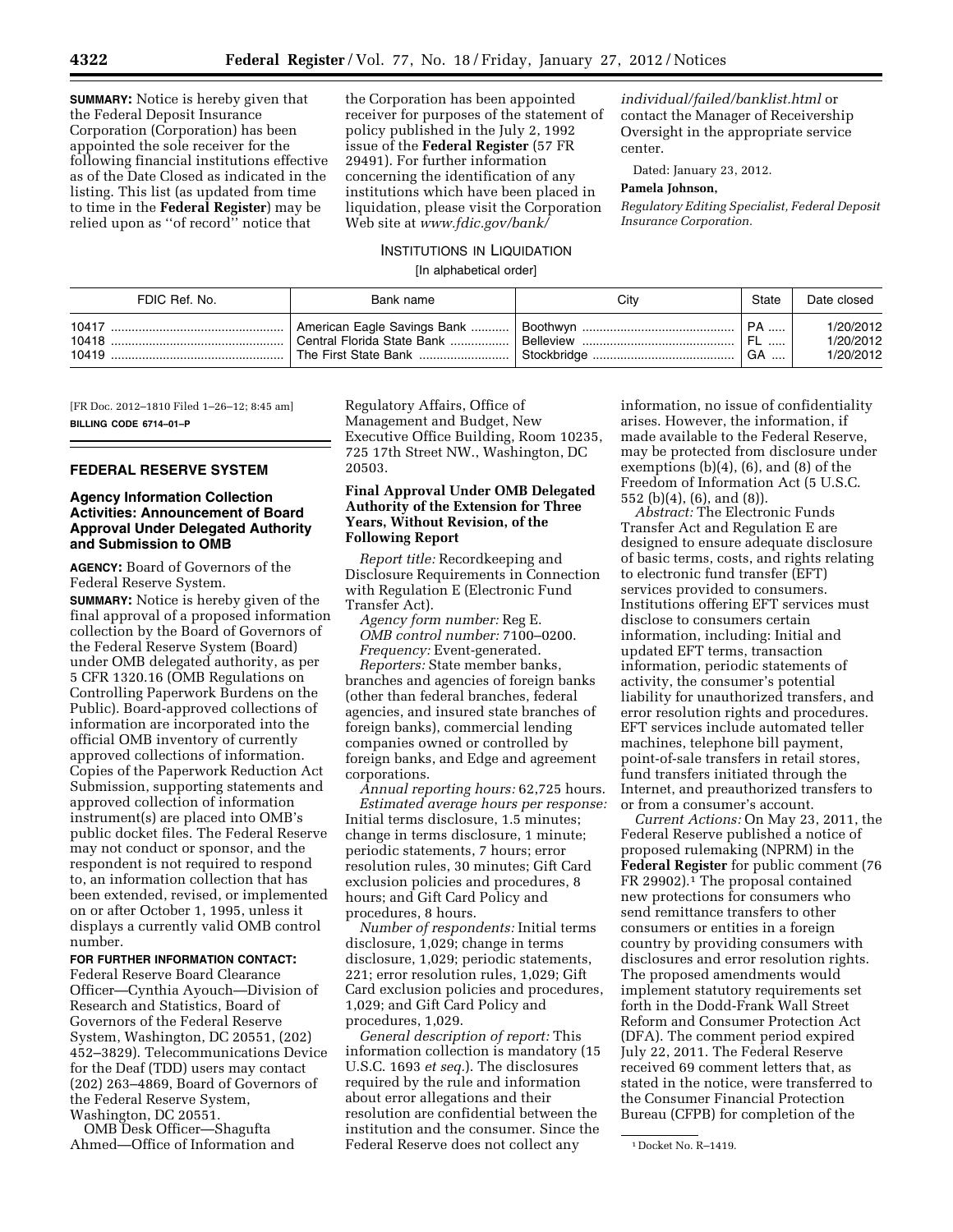**SUMMARY:** Notice is hereby given that the Federal Deposit Insurance Corporation (Corporation) has been appointed the sole receiver for the following financial institutions effective as of the Date Closed as indicated in the listing. This list (as updated from time to time in the **Federal Register**) may be relied upon as ''of record'' notice that the Corporation has been appointed receiver for purposes of the statement of policy published in the July 2, 1992 issue of the **Federal Register** (57 FR 29491). For further information concerning the identification of any institutions which have been placed in liquidation, please visit the Corporation Web site at *www.fdic.gov/bank/individual/failed/banklist.html* or contact the Manager of Receivership Oversight in the appropriate service center.

Dated: January 23, 2012.

**Pamela Johnson,**

*Regulatory Editing Specialist, Federal Deposit Insurance Corporation.*

INSTITUTIONS IN LIQUIDATION

[In alphabetical order]

| FDIC Ref. No. | Bank name | City | State | Date closed |
|---|---|---|---|---|
| 10417 | American Eagle Savings Bank | Boothwyn | PA | 1/20/2012 |
| 10418 | Central Florida State Bank | Belleview | FL | 1/20/2012 |
| 10419 | The First State Bank | Stockbridge | GA | 1/20/2012 |

[FR Doc. 2012–1810 Filed 1–26–12; 8:45 am]

**BILLING CODE 6714–01–P**

## FEDERAL RESERVE SYSTEM

### Agency Information Collection Activities: Announcement of Board Approval Under Delegated Authority and Submission to OMB

**AGENCY:** Board of Governors of the Federal Reserve System.

**SUMMARY:** Notice is hereby given of the final approval of a proposed information collection by the Board of Governors of the Federal Reserve System (Board) under OMB delegated authority, as per 5 CFR 1320.16 (OMB Regulations on Controlling Paperwork Burdens on the Public). Board-approved collections of information are incorporated into the official OMB inventory of currently approved collections of information. Copies of the Paperwork Reduction Act Submission, supporting statements and approved collection of information instrument(s) are placed into OMB's public docket files. The Federal Reserve may not conduct or sponsor, and the respondent is not required to respond to, an information collection that has been extended, revised, or implemented on or after October 1, 1995, unless it displays a currently valid OMB control number.

**FOR FURTHER INFORMATION CONTACT:** Federal Reserve Board Clearance Officer—Cynthia Ayouch—Division of Research and Statistics, Board of Governors of the Federal Reserve System, Washington, DC 20551, (202) 452–3829). Telecommunications Device for the Deaf (TDD) users may contact (202) 263–4869, Board of Governors of the Federal Reserve System, Washington, DC 20551.

OMB Desk Officer—Shagufta Ahmed—Office of Information and Regulatory Affairs, Office of Management and Budget, New Executive Office Building, Room 10235, 725 17th Street NW., Washington, DC 20503.

#### Final Approval Under OMB Delegated Authority of the Extension for Three Years, Without Revision, of the Following Report

*Report title:* Recordkeeping and Disclosure Requirements in Connection with Regulation E (Electronic Fund Transfer Act).

*Agency form number:* Reg E.

*OMB control number:* 7100–0200.

*Frequency:* Event-generated.

*Reporters:* State member banks, branches and agencies of foreign banks (other than federal branches, federal agencies, and insured state branches of foreign banks), commercial lending companies owned or controlled by foreign banks, and Edge and agreement corporations.

*Annual reporting hours:* 62,725 hours.

*Estimated average hours per response:* Initial terms disclosure, 1.5 minutes; change in terms disclosure, 1 minute; periodic statements, 7 hours; error resolution rules, 30 minutes; Gift Card exclusion policies and procedures, 8 hours; and Gift Card Policy and procedures, 8 hours.

*Number of respondents:* Initial terms disclosure, 1,029; change in terms disclosure, 1,029; periodic statements, 221; error resolution rules, 1,029; Gift Card exclusion policies and procedures, 1,029; and Gift Card Policy and procedures, 1,029.

*General description of report:* This information collection is mandatory (15 U.S.C. 1693 *et seq.*). The disclosures required by the rule and information about error allegations and their resolution are confidential between the institution and the consumer. Since the Federal Reserve does not collect any information, no issue of confidentiality arises. However, the information, if made available to the Federal Reserve, may be protected from disclosure under exemptions (b)(4), (6), and (8) of the Freedom of Information Act (5 U.S.C. 552 (b)(4), (6), and (8)).

*Abstract:* The Electronic Funds Transfer Act and Regulation E are designed to ensure adequate disclosure of basic terms, costs, and rights relating to electronic fund transfer (EFT) services provided to consumers. Institutions offering EFT services must disclose to consumers certain information, including: Initial and updated EFT terms, transaction information, periodic statements of activity, the consumer's potential liability for unauthorized transfers, and error resolution rights and procedures. EFT services include automated teller machines, telephone bill payment, point-of-sale transfers in retail stores, fund transfers initiated through the Internet, and preauthorized transfers to or from a consumer's account.

*Current Actions:* On May 23, 2011, the Federal Reserve published a notice of proposed rulemaking (NPRM) in the **Federal Register** for public comment (76 FR 29902).[1] The proposal contained new protections for consumers who send remittance transfers to other consumers or entities in a foreign country by providing consumers with disclosures and error resolution rights. The proposed amendments would implement statutory requirements set forth in the Dodd-Frank Wall Street Reform and Consumer Protection Act (DFA). The comment period expired July 22, 2011. The Federal Reserve received 69 comment letters that, as stated in the notice, were transferred to the Consumer Financial Protection Bureau (CFPB) for completion of the

[1] Docket No. R–1419.